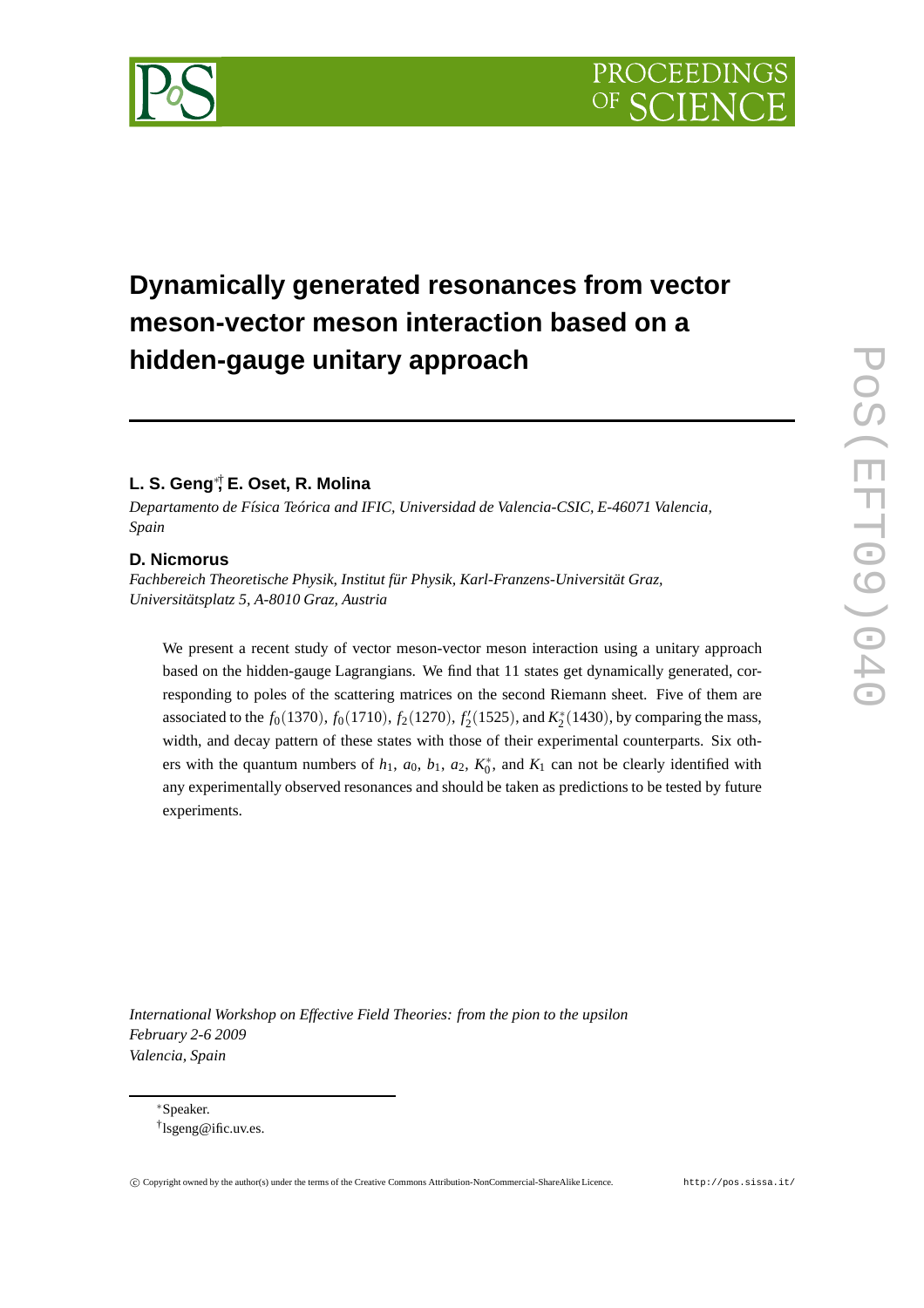# Dynamically generated resonances from vector meson-vector meson interaction based on a hidden-gauge unitary approach

**L. S. Geng**[∗†]**, E. Oset, R. Molina**

*Departamento de Física Teórica and IFIC, Universidad de Valencia-CSIC, E-46071 Valencia, Spain*

**D. Nicmorus**

*Fachbereich Theoretische Physik, Institut für Physik, Karl-Franzens-Universität Graz, Universitätsplatz 5, A-8010 Graz, Austria*

We present a recent study of vector meson-vector meson interaction using a unitary approach based on the hidden-gauge Lagrangians. We find that 11 states get dynamically generated, corresponding to poles of the scattering matrices on the second Riemann sheet. Five of them are associated to the $f_0(1370)$, $f_0(1710)$, $f_2(1270)$, $f_2'(1525)$, and $K_2^*(1430)$, by comparing the mass, width, and decay pattern of these states with those of their experimental counterparts. Six others with the quantum numbers of $h_1$, $a_0$, $b_1$, $a_2$, $K_0^*$, and $K_1$ can not be clearly identified with any experimentally observed resonances and should be taken as predictions to be tested by future experiments.

*International Workshop on Effective Field Theories: from the pion to the upsilon*
*February 2-6 2009*
*Valencia, Spain*

[∗]Speaker.
[†]lsgeng@ific.uv.es.

ⓒ Copyright owned by the author(s) under the terms of the Creative Commons Attribution-NonCommercial-ShareAlike Licence. http://pos.sissa.it/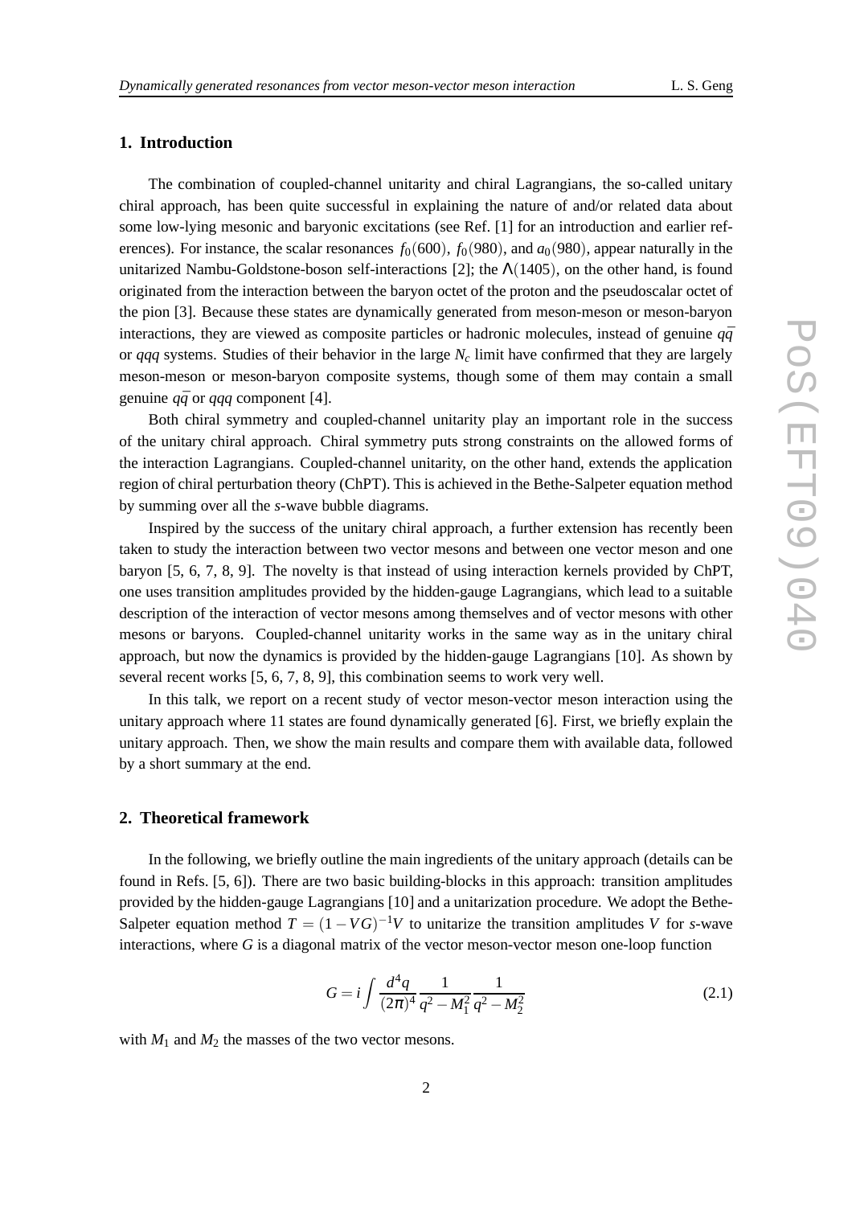## 1. Introduction

The combination of coupled-channel unitarity and chiral Lagrangians, the so-called unitary chiral approach, has been quite successful in explaining the nature of and/or related data about some low-lying mesonic and baryonic excitations (see Ref. [1] for an introduction and earlier references). For instance, the scalar resonances $f_0(600)$, $f_0(980)$, and $a_0(980)$, appear naturally in the unitarized Nambu-Goldstone-boson self-interactions [2]; the $\Lambda(1405)$, on the other hand, is found originated from the interaction between the baryon octet of the proton and the pseudoscalar octet of the pion [3]. Because these states are dynamically generated from meson-meson or meson-baryon interactions, they are viewed as composite particles or hadronic molecules, instead of genuine $q\bar{q}$ or $qqq$ systems. Studies of their behavior in the large $N_c$ limit have confirmed that they are largely meson-meson or meson-baryon composite systems, though some of them may contain a small genuine $q\bar{q}$ or $qqq$ component [4].

Both chiral symmetry and coupled-channel unitarity play an important role in the success of the unitary chiral approach. Chiral symmetry puts strong constraints on the allowed forms of the interaction Lagrangians. Coupled-channel unitarity, on the other hand, extends the application region of chiral perturbation theory (ChPT). This is achieved in the Bethe-Salpeter equation method by summing over all the *s*-wave bubble diagrams.

Inspired by the success of the unitary chiral approach, a further extension has recently been taken to study the interaction between two vector mesons and between one vector meson and one baryon [5, 6, 7, 8, 9]. The novelty is that instead of using interaction kernels provided by ChPT, one uses transition amplitudes provided by the hidden-gauge Lagrangians, which lead to a suitable description of the interaction of vector mesons among themselves and of vector mesons with other mesons or baryons. Coupled-channel unitarity works in the same way as in the unitary chiral approach, but now the dynamics is provided by the hidden-gauge Lagrangians [10]. As shown by several recent works [5, 6, 7, 8, 9], this combination seems to work very well.

In this talk, we report on a recent study of vector meson-vector meson interaction using the unitary approach where 11 states are found dynamically generated [6]. First, we briefly explain the unitary approach. Then, we show the main results and compare them with available data, followed by a short summary at the end.

## 2. Theoretical framework

In the following, we briefly outline the main ingredients of the unitary approach (details can be found in Refs. [5, 6]). There are two basic building-blocks in this approach: transition amplitudes provided by the hidden-gauge Lagrangians [10] and a unitarization procedure. We adopt the Bethe-Salpeter equation method $T = (1-VG)^{-1}V$ to unitarize the transition amplitudes $V$ for *s*-wave interactions, where $G$ is a diagonal matrix of the vector meson-vector meson one-loop function

$$G = i\int \frac{d^4q}{(2\pi)^4}\frac{1}{q^2-M_1^2}\frac{1}{q^2-M_2^2} \tag{2.1}$$

with $M_1$ and $M_2$ the masses of the two vector mesons.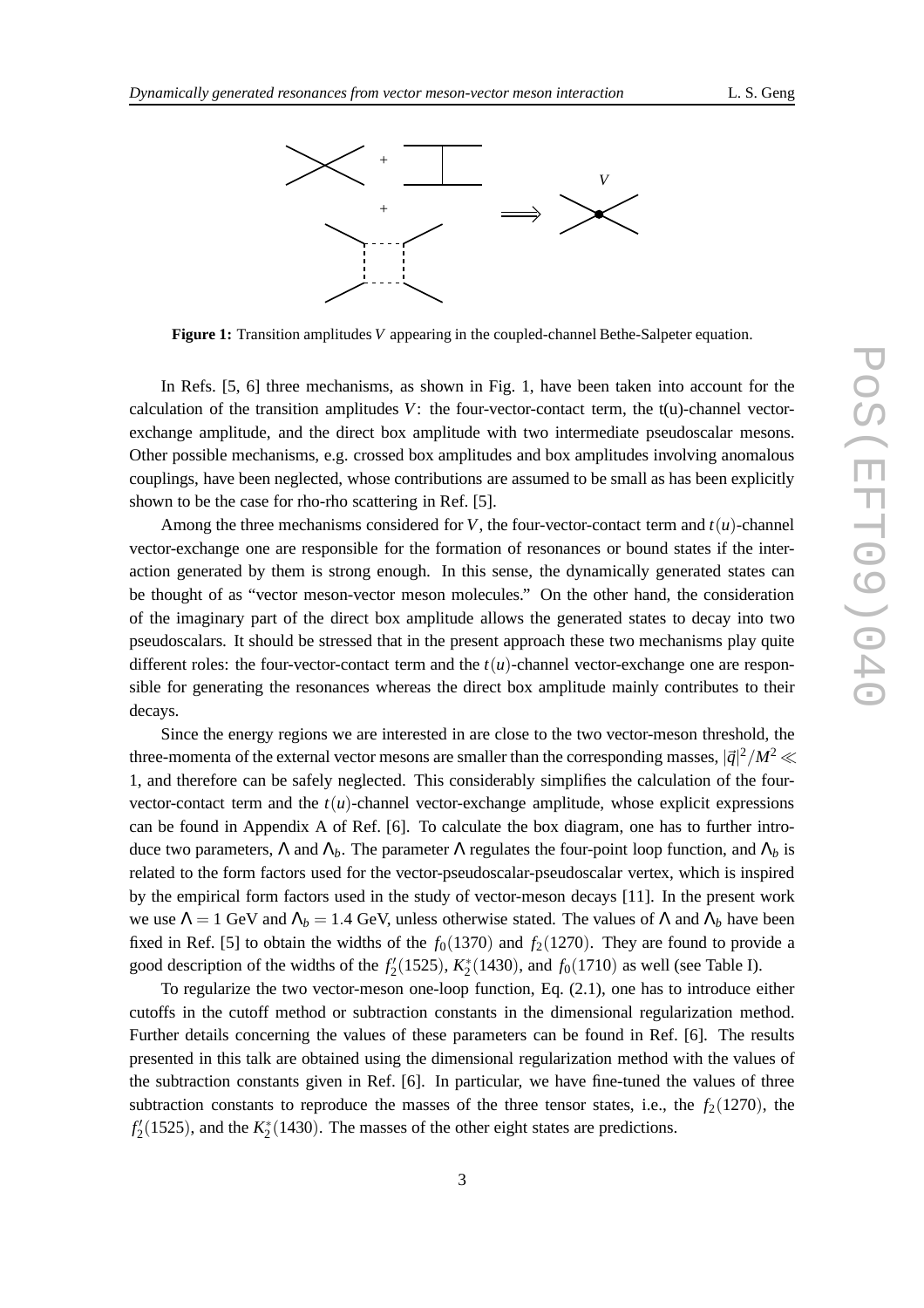**Figure 1:** Transition amplitudes $V$ appearing in the coupled-channel Bethe-Salpeter equation.

In Refs. [5, 6] three mechanisms, as shown in Fig. 1, have been taken into account for the calculation of the transition amplitudes $V$: the four-vector-contact term, the t(u)-channel vector-exchange amplitude, and the direct box amplitude with two intermediate pseudoscalar mesons. Other possible mechanisms, e.g. crossed box amplitudes and box amplitudes involving anomalous couplings, have been neglected, whose contributions are assumed to be small as has been explicitly shown to be the case for rho-rho scattering in Ref. [5].

Among the three mechanisms considered for $V$, the four-vector-contact term and $t(u)$-channel vector-exchange one are responsible for the formation of resonances or bound states if the interaction generated by them is strong enough. In this sense, the dynamically generated states can be thought of as "vector meson-vector meson molecules." On the other hand, the consideration of the imaginary part of the direct box amplitude allows the generated states to decay into two pseudoscalars. It should be stressed that in the present approach these two mechanisms play quite different roles: the four-vector-contact term and the $t(u)$-channel vector-exchange one are responsible for generating the resonances whereas the direct box amplitude mainly contributes to their decays.

Since the energy regions we are interested in are close to the two vector-meson threshold, the three-momenta of the external vector mesons are smaller than the corresponding masses, $|\vec{q}|^2/M^2 \ll 1$, and therefore can be safely neglected. This considerably simplifies the calculation of the four-vector-contact term and the $t(u)$-channel vector-exchange amplitude, whose explicit expressions can be found in Appendix A of Ref. [6]. To calculate the box diagram, one has to further introduce two parameters, $\Lambda$ and $\Lambda_b$. The parameter $\Lambda$ regulates the four-point loop function, and $\Lambda_b$ is related to the form factors used for the vector-pseudoscalar-pseudoscalar vertex, which is inspired by the empirical form factors used in the study of vector-meson decays [11]. In the present work we use $\Lambda = 1$ GeV and $\Lambda_b = 1.4$ GeV, unless otherwise stated. The values of $\Lambda$ and $\Lambda_b$ have been fixed in Ref. [5] to obtain the widths of the $f_0(1370)$ and $f_2(1270)$. They are found to provide a good description of the widths of the $f_2'(1525)$, $K_2^*(1430)$, and $f_0(1710)$ as well (see Table I).

To regularize the two vector-meson one-loop function, Eq. (2.1), one has to introduce either cutoffs in the cutoff method or subtraction constants in the dimensional regularization method. Further details concerning the values of these parameters can be found in Ref. [6]. The results presented in this talk are obtained using the dimensional regularization method with the values of the subtraction constants given in Ref. [6]. In particular, we have fine-tuned the values of three subtraction constants to reproduce the masses of the three tensor states, i.e., the $f_2(1270)$, the $f_2'(1525)$, and the $K_2^*(1430)$. The masses of the other eight states are predictions.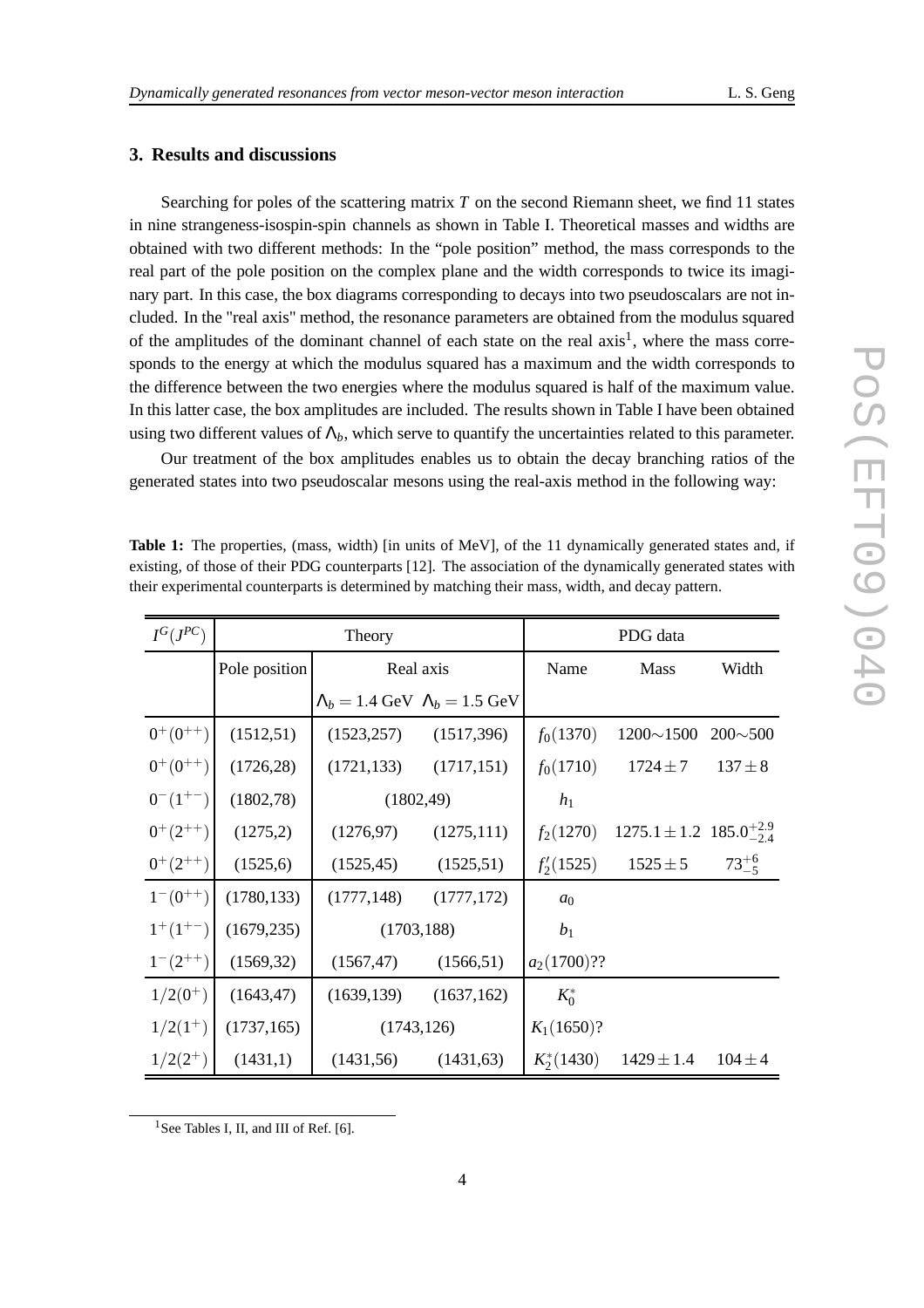## 3. Results and discussions

Searching for poles of the scattering matrix $T$ on the second Riemann sheet, we find 11 states in nine strangeness-isospin-spin channels as shown in Table I. Theoretical masses and widths are obtained with two different methods: In the "pole position" method, the mass corresponds to the real part of the pole position on the complex plane and the width corresponds to twice its imaginary part. In this case, the box diagrams corresponding to decays into two pseudoscalars are not included. In the "real axis" method, the resonance parameters are obtained from the modulus squared of the amplitudes of the dominant channel of each state on the real axis[1], where the mass corresponds to the energy at which the modulus squared has a maximum and the width corresponds to the difference between the two energies where the modulus squared is half of the maximum value. In this latter case, the box amplitudes are included. The results shown in Table I have been obtained using two different values of $\Lambda_b$, which serve to quantify the uncertainties related to this parameter.

Our treatment of the box amplitudes enables us to obtain the decay branching ratios of the generated states into two pseudoscalar mesons using the real-axis method in the following way:

**Table 1:** The properties, (mass, width) [in units of MeV], of the 11 dynamically generated states and, if existing, of those of their PDG counterparts [12]. The association of the dynamically generated states with their experimental counterparts is determined by matching their mass, width, and decay pattern.

| $I^G(J^{PC})$ | Theory | | | PDG data | | |
|---|---|---|---|---|---|---|
| | Pole position | Real axis | | Name | Mass | Width |
| | | $\Lambda_b = 1.4$ GeV | $\Lambda_b = 1.5$ GeV | | | |
| $0^+(0^{++})$ | (1512,51) | (1523,257) | (1517,396) | $f_0(1370)$ | 1200∼1500 | 200∼500 |
| $0^+(0^{++})$ | (1726,28) | (1721,133) | (1717,151) | $f_0(1710)$ | $1724 \pm 7$ | $137 \pm 8$ |
| $0^-(1^{+-})$ | (1802,78) | (1802,49) | | $h_1$ | | |
| $0^+(2^{++})$ | (1275,2) | (1276,97) | (1275,111) | $f_2(1270)$ | $1275.1 \pm 1.2$ | $185.0^{+2.9}_{-2.4}$ |
| $0^+(2^{++})$ | (1525,6) | (1525,45) | (1525,51) | $f_2'(1525)$ | $1525 \pm 5$ | $73^{+6}_{-5}$ |
| $1^-(0^{++})$ | (1780,133) | (1777,148) | (1777,172) | $a_0$ | | |
| $1^+(1^{+-})$ | (1679,235) | (1703,188) | | $b_1$ | | |
| $1^-(2^{++})$ | (1569,32) | (1567,47) | (1566,51) | $a_2(1700)$?? | | |
| $1/2(0^+)$ | (1643,47) | (1639,139) | (1637,162) | $K_0^*$ | | |
| $1/2(1^+)$ | (1737,165) | (1743,126) | | $K_1(1650)$? | | |
| $1/2(2^+)$ | (1431,1) | (1431,56) | (1431,63) | $K_2^*(1430)$ | $1429 \pm 1.4$ | $104 \pm 4$ |

[1] See Tables I, II, and III of Ref. [6].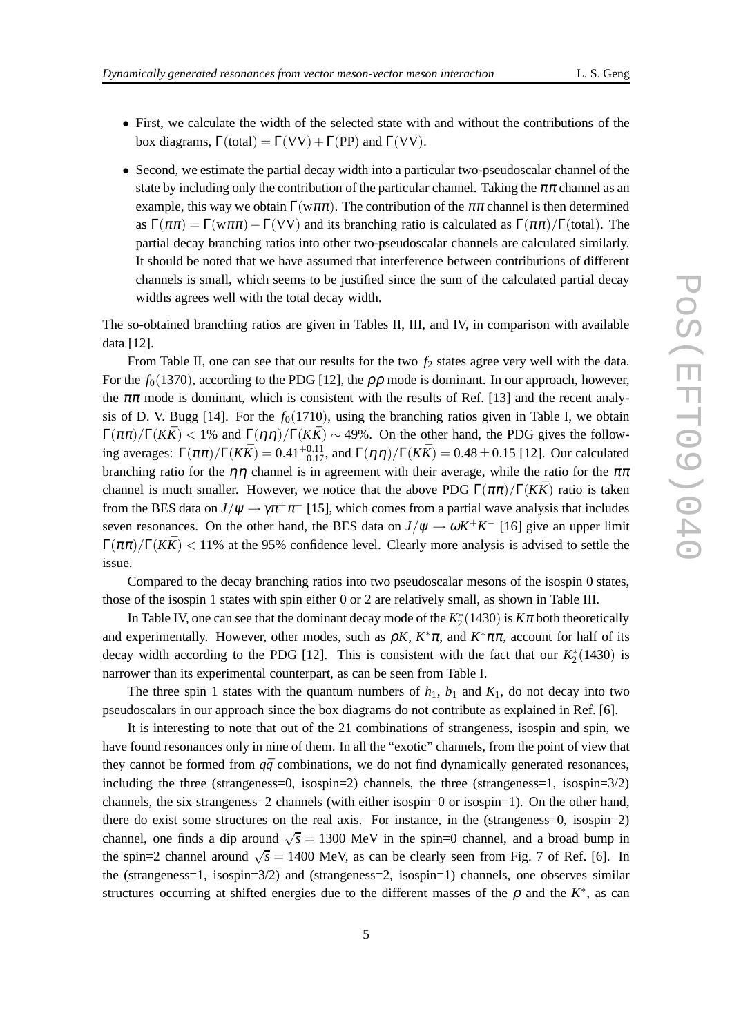- First, we calculate the width of the selected state with and without the contributions of the box diagrams, $\Gamma(\text{total}) = \Gamma(\text{VV}) + \Gamma(\text{PP})$ and $\Gamma(\text{VV})$.
- Second, we estimate the partial decay width into a particular two-pseudoscalar channel of the state by including only the contribution of the particular channel. Taking the $\pi\pi$ channel as an example, this way we obtain $\Gamma(\text{w}\pi\pi)$. The contribution of the $\pi\pi$ channel is then determined as $\Gamma(\pi\pi) = \Gamma(\text{w}\pi\pi) - \Gamma(\text{VV})$ and its branching ratio is calculated as $\Gamma(\pi\pi)/\Gamma(\text{total})$. The partial decay branching ratios into other two-pseudoscalar channels are calculated similarly. It should be noted that we have assumed that interference between contributions of different channels is small, which seems to be justified since the sum of the calculated partial decay widths agrees well with the total decay width.

The so-obtained branching ratios are given in Tables II, III, and IV, in comparison with available data [12].

From Table II, one can see that our results for the two $f_2$ states agree very well with the data. For the $f_0(1370)$, according to the PDG [12], the $\rho\rho$ mode is dominant. In our approach, however, the $\pi\pi$ mode is dominant, which is consistent with the results of Ref. [13] and the recent analysis of D. V. Bugg [14]. For the $f_0(1710)$, using the branching ratios given in Table I, we obtain $\Gamma(\pi\pi)/\Gamma(K\bar{K}) < 1\%$ and $\Gamma(\eta\eta)/\Gamma(K\bar{K}) \sim 49\%$. On the other hand, the PDG gives the following averages: $\Gamma(\pi\pi)/\Gamma(K\bar{K}) = 0.41^{+0.11}_{-0.17}$, and $\Gamma(\eta\eta)/\Gamma(K\bar{K}) = 0.48 \pm 0.15$ [12]. Our calculated branching ratio for the $\eta\eta$ channel is in agreement with their average, while the ratio for the $\pi\pi$ channel is much smaller. However, we notice that the above PDG $\Gamma(\pi\pi)/\Gamma(K\bar{K})$ ratio is taken from the BES data on $J/\psi \to \gamma\pi^+\pi^-$ [15], which comes from a partial wave analysis that includes seven resonances. On the other hand, the BES data on $J/\psi \to \omega K^+K^-$ [16] give an upper limit $\Gamma(\pi\pi)/\Gamma(K\bar{K}) < 11\%$ at the 95% confidence level. Clearly more analysis is advised to settle the issue.

Compared to the decay branching ratios into two pseudoscalar mesons of the isospin 0 states, those of the isospin 1 states with spin either 0 or 2 are relatively small, as shown in Table III.

In Table IV, one can see that the dominant decay mode of the $K_2^*(1430)$ is $K\pi$ both theoretically and experimentally. However, other modes, such as $\rho K$, $K^*\pi$, and $K^*\pi\pi$, account for half of its decay width according to the PDG [12]. This is consistent with the fact that our $K_2^*(1430)$ is narrower than its experimental counterpart, as can be seen from Table I.

The three spin 1 states with the quantum numbers of $h_1$, $b_1$ and $K_1$, do not decay into two pseudoscalars in our approach since the box diagrams do not contribute as explained in Ref. [6].

It is interesting to note that out of the 21 combinations of strangeness, isospin and spin, we have found resonances only in nine of them. In all the "exotic" channels, from the point of view that they cannot be formed from $q\bar{q}$ combinations, we do not find dynamically generated resonances, including the three (strangeness=0, isospin=2) channels, the three (strangeness=1, isospin=3/2) channels, the six strangeness=2 channels (with either isospin=0 or isospin=1). On the other hand, there do exist some structures on the real axis. For instance, in the (strangeness=0, isospin=2) channel, one finds a dip around $\sqrt{s} = 1300$ MeV in the spin=0 channel, and a broad bump in the spin=2 channel around $\sqrt{s} = 1400$ MeV, as can be clearly seen from Fig. 7 of Ref. [6]. In the (strangeness=1, isospin=3/2) and (strangeness=2, isospin=1) channels, one observes similar structures occurring at shifted energies due to the different masses of the $\rho$ and the $K^*$, as can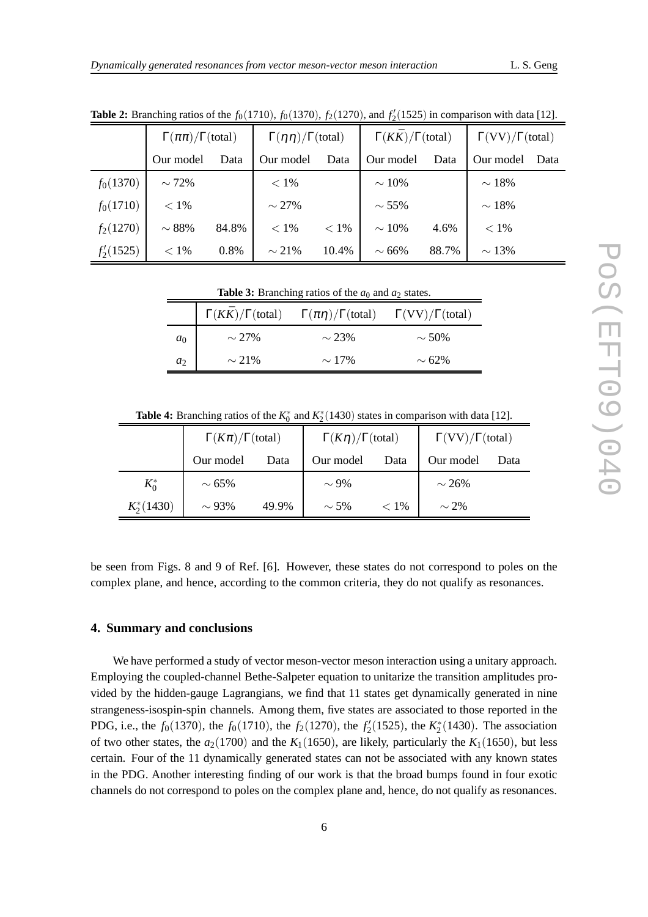**Table 2:** Branching ratios of the $f_0(1710)$, $f_0(1370)$, $f_2(1270)$, and $f_2'(1525)$ in comparison with data [12].

| | $\Gamma(\pi\pi)/\Gamma(\text{total})$ | | $\Gamma(\eta\eta)/\Gamma(\text{total})$ | | $\Gamma(K\bar{K})/\Gamma(\text{total})$ | | $\Gamma(\text{VV})/\Gamma(\text{total})$ | |
|---|---|---|---|---|---|---|---|---|
| | Our model | Data | Our model | Data | Our model | Data | Our model | Data |
| $f_0(1370)$ | $\sim 72\%$ | | $< 1\%$ | | $\sim 10\%$ | | $\sim 18\%$ | |
| $f_0(1710)$ | $< 1\%$ | | $\sim 27\%$ | | $\sim 55\%$ | | $\sim 18\%$ | |
| $f_2(1270)$ | $\sim 88\%$ | 84.8% | $< 1\%$ | $< 1\%$ | $\sim 10\%$ | 4.6% | $< 1\%$ | |
| $f_2'(1525)$ | $< 1\%$ | 0.8% | $\sim 21\%$ | 10.4% | $\sim 66\%$ | 88.7% | $\sim 13\%$ | |

**Table 3:** Branching ratios of the $a_0$ and $a_2$ states.

| | $\Gamma(K\bar{K})/\Gamma(\text{total})$ | $\Gamma(\pi\eta)/\Gamma(\text{total})$ | $\Gamma(\text{VV})/\Gamma(\text{total})$ |
|---|---|---|---|
| $a_0$ | $\sim 27\%$ | $\sim 23\%$ | $\sim 50\%$ |
| $a_2$ | $\sim 21\%$ | $\sim 17\%$ | $\sim 62\%$ |

**Table 4:** Branching ratios of the $K_0^*$ and $K_2^*(1430)$ states in comparison with data [12].

| | $\Gamma(K\pi)/\Gamma(\text{total})$ | | $\Gamma(K\eta)/\Gamma(\text{total})$ | | $\Gamma(\text{VV})/\Gamma(\text{total})$ | |
|---|---|---|---|---|---|---|
| | Our model | Data | Our model | Data | Our model | Data |
| $K_0^*$ | $\sim 65\%$ | | $\sim 9\%$ | | $\sim 26\%$ | |
| $K_2^*(1430)$ | $\sim 93\%$ | 49.9% | $\sim 5\%$ | $< 1\%$ | $\sim 2\%$ | |

be seen from Figs. 8 and 9 of Ref. [6]. However, these states do not correspond to poles on the complex plane, and hence, according to the common criteria, they do not qualify as resonances.

## 4. Summary and conclusions

We have performed a study of vector meson-vector meson interaction using a unitary approach. Employing the coupled-channel Bethe-Salpeter equation to unitarize the transition amplitudes provided by the hidden-gauge Lagrangians, we find that 11 states get dynamically generated in nine strangeness-isospin-spin channels. Among them, five states are associated to those reported in the PDG, i.e., the $f_0(1370)$, the $f_0(1710)$, the $f_2(1270)$, the $f_2'(1525)$, the $K_2^*(1430)$. The association of two other states, the $a_2(1700)$ and the $K_1(1650)$, are likely, particularly the $K_1(1650)$, but less certain. Four of the 11 dynamically generated states can not be associated with any known states in the PDG. Another interesting finding of our work is that the broad bumps found in four exotic channels do not correspond to poles on the complex plane and, hence, do not qualify as resonances.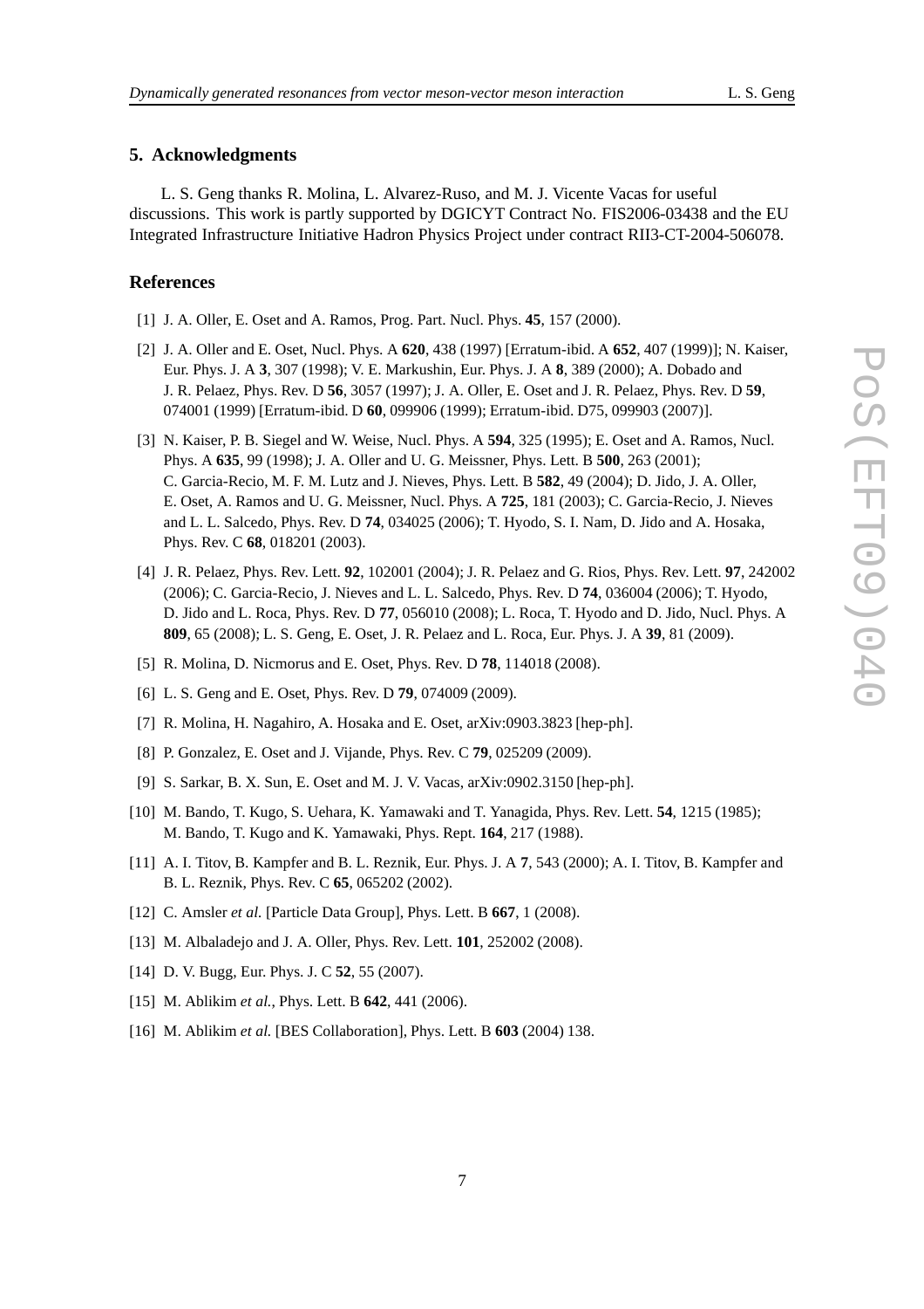## 5. Acknowledgments

L. S. Geng thanks R. Molina, L. Alvarez-Ruso, and M. J. Vicente Vacas for useful discussions. This work is partly supported by DGICYT Contract No. FIS2006-03438 and the EU Integrated Infrastructure Initiative Hadron Physics Project under contract RII3-CT-2004-506078.

## References

[1] J. A. Oller, E. Oset and A. Ramos, Prog. Part. Nucl. Phys. **45**, 157 (2000).

[2] J. A. Oller and E. Oset, Nucl. Phys. A **620**, 438 (1997) [Erratum-ibid. A **652**, 407 (1999)]; N. Kaiser, Eur. Phys. J. A **3**, 307 (1998); V. E. Markushin, Eur. Phys. J. A **8**, 389 (2000); A. Dobado and J. R. Pelaez, Phys. Rev. D **56**, 3057 (1997); J. A. Oller, E. Oset and J. R. Pelaez, Phys. Rev. D **59**, 074001 (1999) [Erratum-ibid. D **60**, 099906 (1999); Erratum-ibid. D75, 099903 (2007)].

[3] N. Kaiser, P. B. Siegel and W. Weise, Nucl. Phys. A **594**, 325 (1995); E. Oset and A. Ramos, Nucl. Phys. A **635**, 99 (1998); J. A. Oller and U. G. Meissner, Phys. Lett. B **500**, 263 (2001); C. Garcia-Recio, M. F. M. Lutz and J. Nieves, Phys. Lett. B **582**, 49 (2004); D. Jido, J. A. Oller, E. Oset, A. Ramos and U. G. Meissner, Nucl. Phys. A **725**, 181 (2003); C. Garcia-Recio, J. Nieves and L. L. Salcedo, Phys. Rev. D **74**, 034025 (2006); T. Hyodo, S. I. Nam, D. Jido and A. Hosaka, Phys. Rev. C **68**, 018201 (2003).

[4] J. R. Pelaez, Phys. Rev. Lett. **92**, 102001 (2004); J. R. Pelaez and G. Rios, Phys. Rev. Lett. **97**, 242002 (2006); C. Garcia-Recio, J. Nieves and L. L. Salcedo, Phys. Rev. D **74**, 036004 (2006); T. Hyodo, D. Jido and L. Roca, Phys. Rev. D **77**, 056010 (2008); L. Roca, T. Hyodo and D. Jido, Nucl. Phys. A **809**, 65 (2008); L. S. Geng, E. Oset, J. R. Pelaez and L. Roca, Eur. Phys. J. A **39**, 81 (2009).

[5] R. Molina, D. Nicmorus and E. Oset, Phys. Rev. D **78**, 114018 (2008).

[6] L. S. Geng and E. Oset, Phys. Rev. D **79**, 074009 (2009).

[7] R. Molina, H. Nagahiro, A. Hosaka and E. Oset, arXiv:0903.3823 [hep-ph].

[8] P. Gonzalez, E. Oset and J. Vijande, Phys. Rev. C **79**, 025209 (2009).

[9] S. Sarkar, B. X. Sun, E. Oset and M. J. V. Vacas, arXiv:0902.3150 [hep-ph].

[10] M. Bando, T. Kugo, S. Uehara, K. Yamawaki and T. Yanagida, Phys. Rev. Lett. **54**, 1215 (1985); M. Bando, T. Kugo and K. Yamawaki, Phys. Rept. **164**, 217 (1988).

[11] A. I. Titov, B. Kampfer and B. L. Reznik, Eur. Phys. J. A **7**, 543 (2000); A. I. Titov, B. Kampfer and B. L. Reznik, Phys. Rev. C **65**, 065202 (2002).

[12] C. Amsler *et al.* [Particle Data Group], Phys. Lett. B **667**, 1 (2008).

[13] M. Albaladejo and J. A. Oller, Phys. Rev. Lett. **101**, 252002 (2008).

[14] D. V. Bugg, Eur. Phys. J. C **52**, 55 (2007).

[15] M. Ablikim *et al.*, Phys. Lett. B **642**, 441 (2006).

[16] M. Ablikim *et al.* [BES Collaboration], Phys. Lett. B **603** (2004) 138.